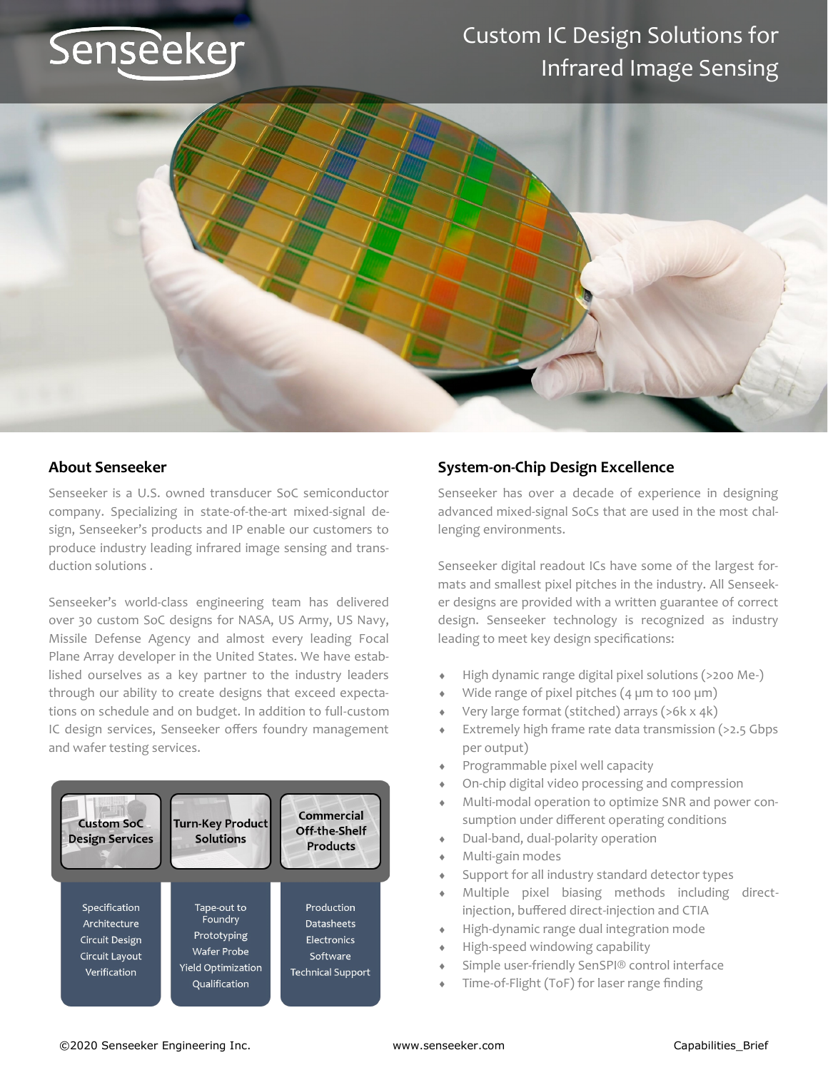# Custom IC Design Solutions for Infrared Image Sensing

## About Senseeker

Senseeker is a U.S. owned transducer SoC semiconductor company. Specializing in state-of-the-art mixed-signal design, Senseeker's products and IP enable our customers to produce industry leading infrared image sensing and transduction solutions .

Senseeker's world-class engineering team has delivered over 30 custom SoC designs for NASA, US Army, US Navy, Missile Defense Agency and almost every leading Focal Plane Array developer in the United States. We have established ourselves as a key partner to the industry leaders through our ability to create designs that exceed expectations on schedule and on budget. In addition to full-custom IC design services, Senseeker offers foundry management and wafer testing services.

| Custom SoC Design Services | Turn-Key Product Solutions | Commercial Off-the-Shelf Products |
|---|---|---|
| Specification | Tape-out to Foundry | Production |
| Architecture | Prototyping | Datasheets |
| Circuit Design | Wafer Probe | Electronics |
| Circuit Layout | Yield Optimization | Software |
| Verification | Qualification | Technical Support |

## System-on-Chip Design Excellence

Senseeker has over a decade of experience in designing advanced mixed-signal SoCs that are used in the most challenging environments.

Senseeker digital readout ICs have some of the largest formats and smallest pixel pitches in the industry. All Senseeker designs are provided with a written guarantee of correct design. Senseeker technology is recognized as industry leading to meet key design specifications:

- High dynamic range digital pixel solutions (>200 Me-)
- Wide range of pixel pitches (4 µm to 100 µm)
- Very large format (stitched) arrays (>6k x 4k)
- Extremely high frame rate data transmission (>2.5 Gbps per output)
- Programmable pixel well capacity
- On-chip digital video processing and compression
- Multi-modal operation to optimize SNR and power consumption under different operating conditions
- Dual-band, dual-polarity operation
- Multi-gain modes
- Support for all industry standard detector types
- Multiple pixel biasing methods including direct-injection, buffered direct-injection and CTIA
- High-dynamic range dual integration mode
- High-speed windowing capability
- Simple user-friendly SenSPI® control interface
- Time-of-Flight (ToF) for laser range finding

©2020 Senseeker Engineering Inc. www.senseeker.com Capabilities_Brief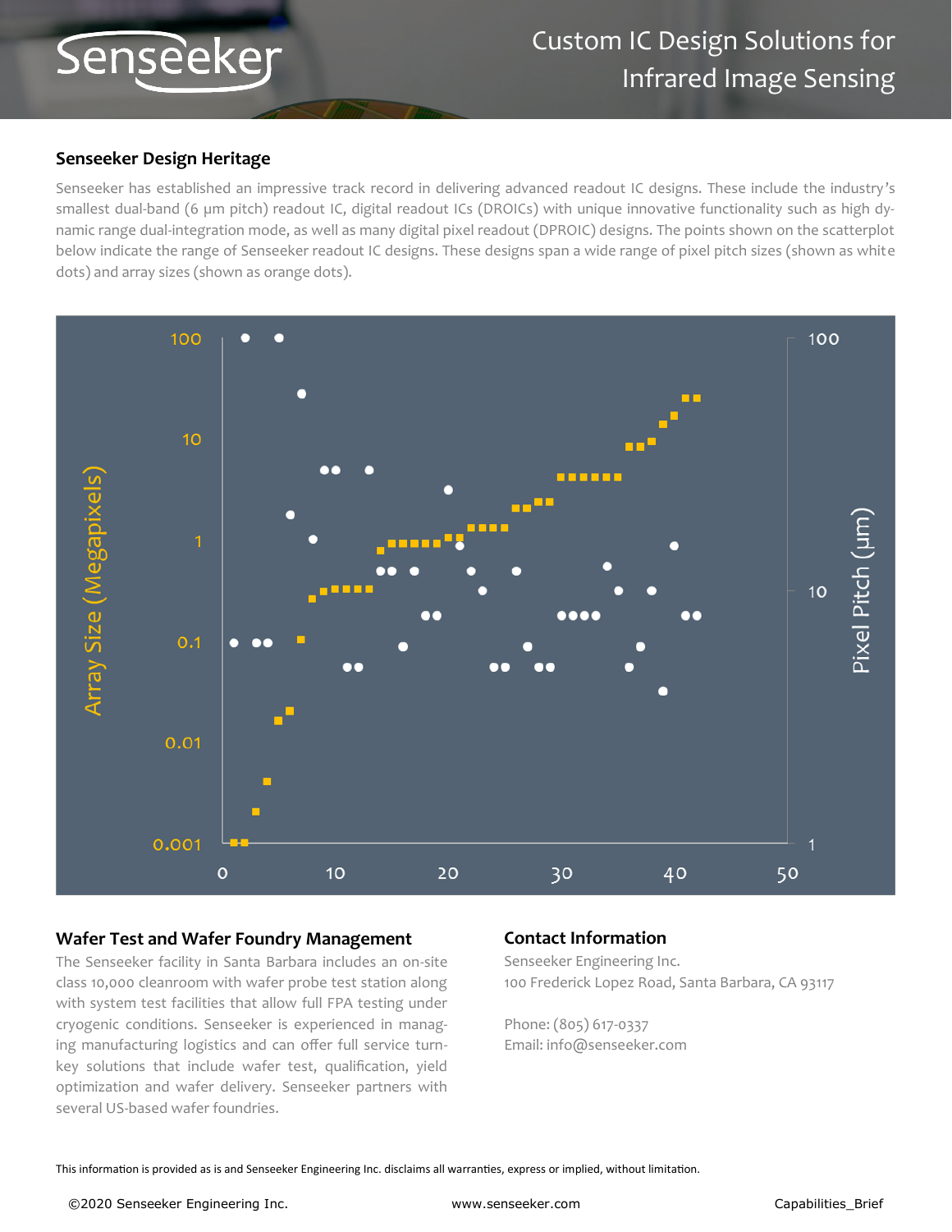Senseeker

Custom IC Design Solutions for Infrared Image Sensing

## Senseeker Design Heritage

Senseeker has established an impressive track record in delivering advanced readout IC designs. These include the industry's smallest dual-band (6 µm pitch) readout IC, digital readout ICs (DROICs) with unique innovative functionality such as high dynamic range dual-integration mode, as well as many digital pixel readout (DPROIC) designs. The points shown on the scatterplot below indicate the range of Senseeker readout IC designs. These designs span a wide range of pixel pitch sizes (shown as white dots) and array sizes (shown as orange dots).

Array Size (Megapixels)

100
10
1
0.1
0.01
0.001

0
10
20
30
40
50

Pixel Pitch (µm)

100
10
1

## Wafer Test and Wafer Foundry Management

The Senseeker facility in Santa Barbara includes an on-site class 10,000 cleanroom with wafer probe test station along with system test facilities that allow full FPA testing under cryogenic conditions. Senseeker is experienced in managing manufacturing logistics and can offer full service turnkey solutions that include wafer test, qualification, yield optimization and wafer delivery. Senseeker partners with several US-based wafer foundries.

## Contact Information

Senseeker Engineering Inc.
100 Frederick Lopez Road, Santa Barbara, CA 93117

Phone: (805) 617-0337
Email: info@senseeker.com

This information is provided as is and Senseeker Engineering Inc. disclaims all warranties, express or implied, without limitation.

©2020 Senseeker Engineering Inc. www.senseeker.com Capabilities_Brief